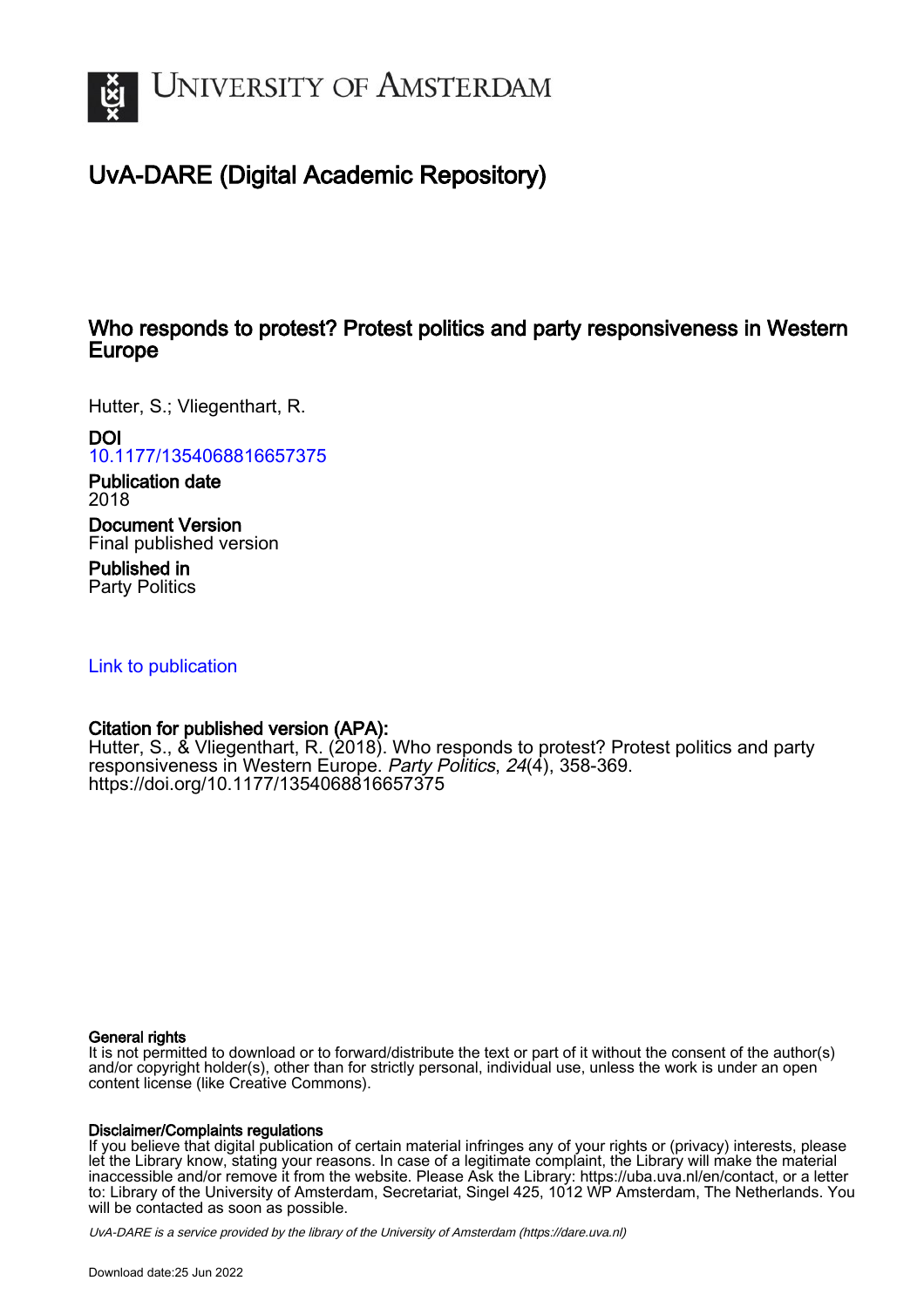# UvA-DARE (Digital Academic Repository)

## Who responds to protest? Protest politics and party responsiveness in Western Europe

Hutter, S.; Vliegenthart, R.

**DOI**
10.1177/1354068816657375

**Publication date**
2018

**Document Version**
Final published version

**Published in**
Party Politics

Link to publication

**Citation for published version (APA):**
Hutter, S., & Vliegenthart, R. (2018). Who responds to protest? Protest politics and party responsiveness in Western Europe. *Party Politics*, *24*(4), 358-369. https://doi.org/10.1177/1354068816657375

**General rights**
It is not permitted to download or to forward/distribute the text or part of it without the consent of the author(s) and/or copyright holder(s), other than for strictly personal, individual use, unless the work is under an open content license (like Creative Commons).

**Disclaimer/Complaints regulations**
If you believe that digital publication of certain material infringes any of your rights or (privacy) interests, please let the Library know, stating your reasons. In case of a legitimate complaint, the Library will make the material inaccessible and/or remove it from the website. Please Ask the Library: https://uba.uva.nl/en/contact, or a letter to: Library of the University of Amsterdam, Secretariat, Singel 425, 1012 WP Amsterdam, The Netherlands. You will be contacted as soon as possible.

UvA-DARE is a service provided by the library of the University of Amsterdam (https://dare.uva.nl)

Download date:25 Jun 2022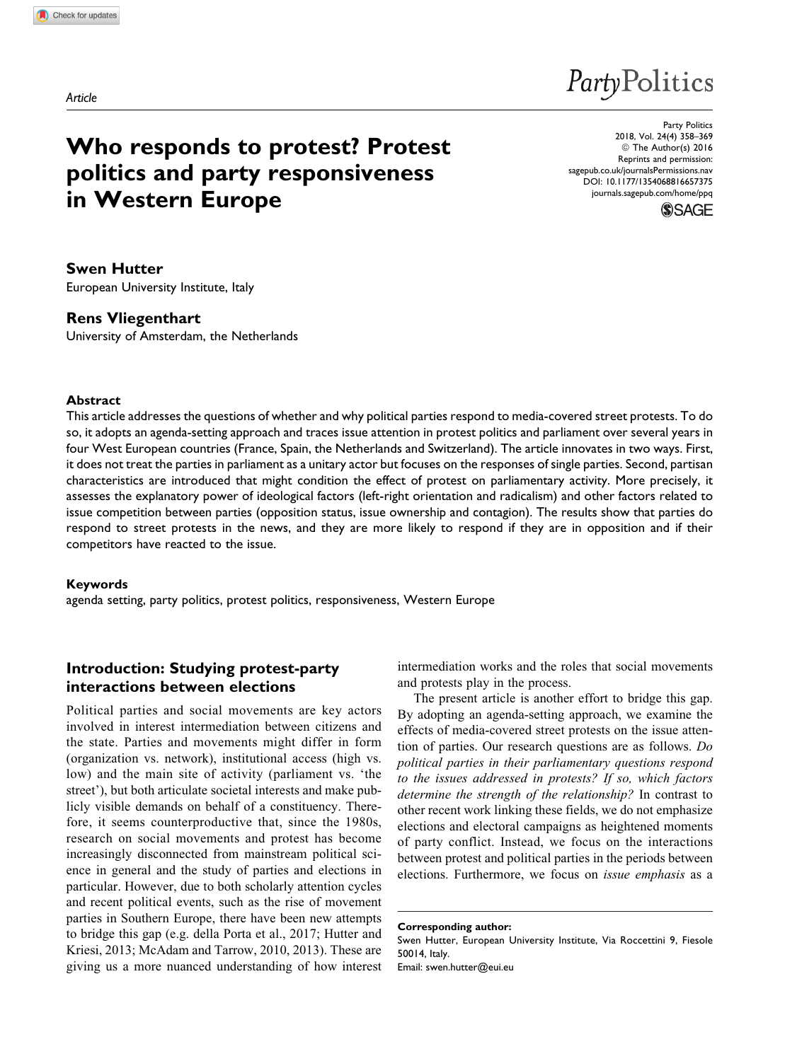*Article*

# Who responds to protest? Protest politics and party responsiveness in Western Europe

**Swen Hutter**
European University Institute, Italy

**Rens Vliegenthart**
University of Amsterdam, the Netherlands

### Abstract

This article addresses the questions of whether and why political parties respond to media-covered street protests. To do so, it adopts an agenda-setting approach and traces issue attention in protest politics and parliament over several years in four West European countries (France, Spain, the Netherlands and Switzerland). The article innovates in two ways. First, it does not treat the parties in parliament as a unitary actor but focuses on the responses of single parties. Second, partisan characteristics are introduced that might condition the effect of protest on parliamentary activity. More precisely, it assesses the explanatory power of ideological factors (left-right orientation and radicalism) and other factors related to issue competition between parties (opposition status, issue ownership and contagion). The results show that parties do respond to street protests in the news, and they are more likely to respond if they are in opposition and if their competitors have reacted to the issue.

### Keywords

agenda setting, party politics, protest politics, responsiveness, Western Europe

## Introduction: Studying protest-party interactions between elections

Political parties and social movements are key actors involved in interest intermediation between citizens and the state. Parties and movements might differ in form (organization vs. network), institutional access (high vs. low) and the main site of activity (parliament vs. 'the street'), but both articulate societal interests and make publicly visible demands on behalf of a constituency. Therefore, it seems counterproductive that, since the 1980s, research on social movements and protest has become increasingly disconnected from mainstream political science in general and the study of parties and elections in particular. However, due to both scholarly attention cycles and recent political events, such as the rise of movement parties in Southern Europe, there have been new attempts to bridge this gap (e.g. della Porta et al., 2017; Hutter and Kriesi, 2013; McAdam and Tarrow, 2010, 2013). These are giving us a more nuanced understanding of how interest intermediation works and the roles that social movements and protests play in the process.

The present article is another effort to bridge this gap. By adopting an agenda-setting approach, we examine the effects of media-covered street protests on the issue attention of parties. Our research questions are as follows. *Do political parties in their parliamentary questions respond to the issues addressed in protests? If so, which factors determine the strength of the relationship?* In contrast to other recent work linking these fields, we do not emphasize elections and electoral campaigns as heightened moments of party conflict. Instead, we focus on the interactions between protest and political parties in the periods between elections. Furthermore, we focus on *issue emphasis* as a

**Corresponding author:**
Swen Hutter, European University Institute, Via Roccettini 9, Fiesole 50014, Italy.
Email: swen.hutter@eui.eu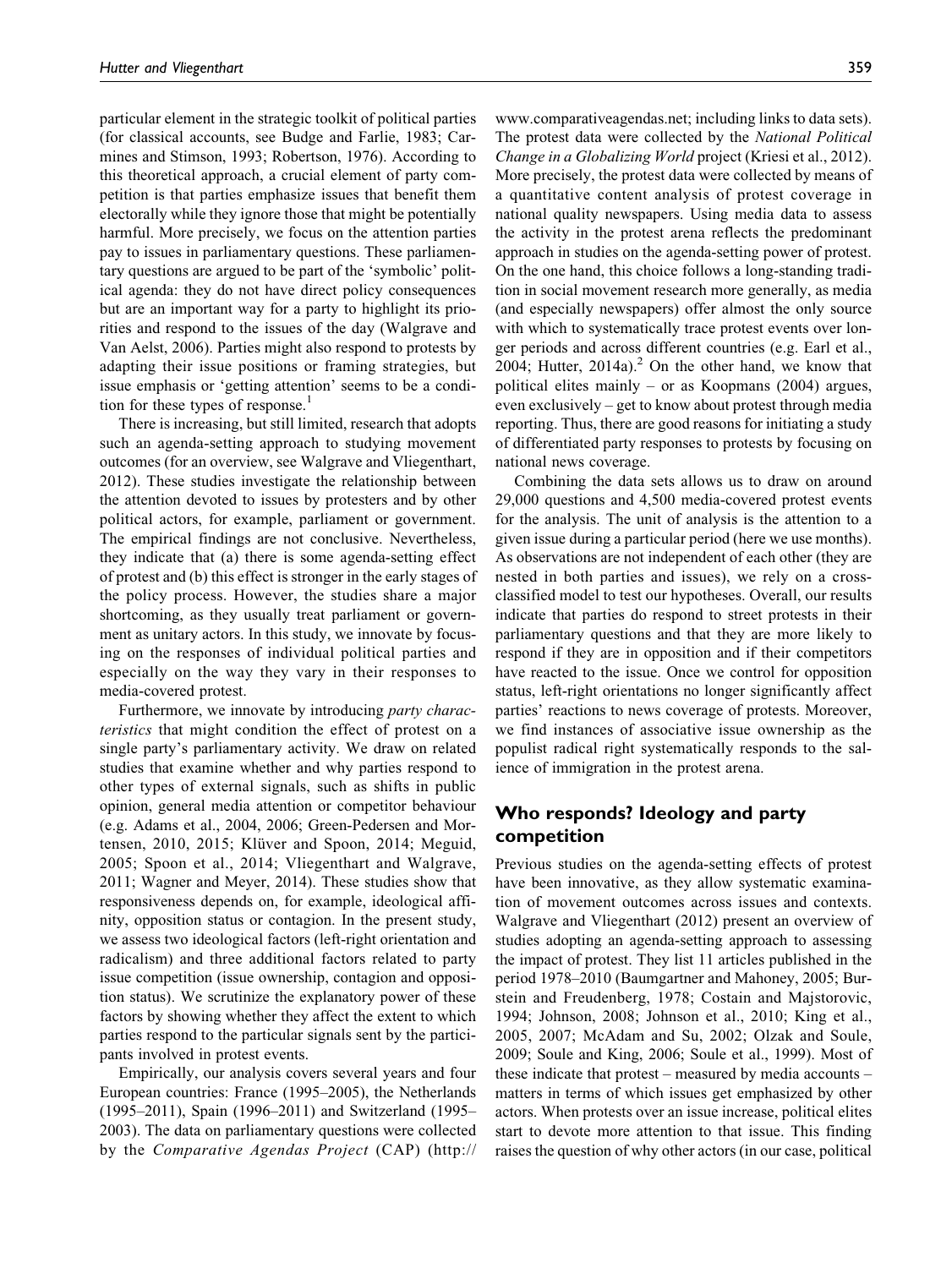particular element in the strategic toolkit of political parties (for classical accounts, see Budge and Farlie, 1983; Carmines and Stimson, 1993; Robertson, 1976). According to this theoretical approach, a crucial element of party competition is that parties emphasize issues that benefit them electorally while they ignore those that might be potentially harmful. More precisely, we focus on the attention parties pay to issues in parliamentary questions. These parliamentary questions are argued to be part of the 'symbolic' political agenda: they do not have direct policy consequences but are an important way for a party to highlight its priorities and respond to the issues of the day (Walgrave and Van Aelst, 2006). Parties might also respond to protests by adapting their issue positions or framing strategies, but issue emphasis or 'getting attention' seems to be a condition for these types of response.[1]

There is increasing, but still limited, research that adopts such an agenda-setting approach to studying movement outcomes (for an overview, see Walgrave and Vliegenthart, 2012). These studies investigate the relationship between the attention devoted to issues by protesters and by other political actors, for example, parliament or government. The empirical findings are not conclusive. Nevertheless, they indicate that (a) there is some agenda-setting effect of protest and (b) this effect is stronger in the early stages of the policy process. However, the studies share a major shortcoming, as they usually treat parliament or government as unitary actors. In this study, we innovate by focusing on the responses of individual political parties and especially on the way they vary in their responses to media-covered protest.

Furthermore, we innovate by introducing *party characteristics* that might condition the effect of protest on a single party's parliamentary activity. We draw on related studies that examine whether and why parties respond to other types of external signals, such as shifts in public opinion, general media attention or competitor behaviour (e.g. Adams et al., 2004, 2006; Green-Pedersen and Mortensen, 2010, 2015; Klüver and Spoon, 2014; Meguid, 2005; Spoon et al., 2014; Vliegenthart and Walgrave, 2011; Wagner and Meyer, 2014). These studies show that responsiveness depends on, for example, ideological affinity, opposition status or contagion. In the present study, we assess two ideological factors (left-right orientation and radicalism) and three additional factors related to party issue competition (issue ownership, contagion and opposition status). We scrutinize the explanatory power of these factors by showing whether they affect the extent to which parties respond to the particular signals sent by the participants involved in protest events.

Empirically, our analysis covers several years and four European countries: France (1995–2005), the Netherlands (1995–2011), Spain (1996–2011) and Switzerland (1995–2003). The data on parliamentary questions were collected by the *Comparative Agendas Project* (CAP) (http://www.comparativeagendas.net; including links to data sets). The protest data were collected by the *National Political Change in a Globalizing World* project (Kriesi et al., 2012). More precisely, the protest data were collected by means of a quantitative content analysis of protest coverage in national quality newspapers. Using media data to assess the activity in the protest arena reflects the predominant approach in studies on the agenda-setting power of protest. On the one hand, this choice follows a long-standing tradition in social movement research more generally, as media (and especially newspapers) offer almost the only source with which to systematically trace protest events over longer periods and across different countries (e.g. Earl et al., 2004; Hutter, 2014a).[2] On the other hand, we know that political elites mainly – or as Koopmans (2004) argues, even exclusively – get to know about protest through media reporting. Thus, there are good reasons for initiating a study of differentiated party responses to protests by focusing on national news coverage.

Combining the data sets allows us to draw on around 29,000 questions and 4,500 media-covered protest events for the analysis. The unit of analysis is the attention to a given issue during a particular period (here we use months). As observations are not independent of each other (they are nested in both parties and issues), we rely on a cross-classified model to test our hypotheses. Overall, our results indicate that parties do respond to street protests in their parliamentary questions and that they are more likely to respond if they are in opposition and if their competitors have reacted to the issue. Once we control for opposition status, left-right orientations no longer significantly affect parties' reactions to news coverage of protests. Moreover, we find instances of associative issue ownership as the populist radical right systematically responds to the salience of immigration in the protest arena.

## Who responds? Ideology and party competition

Previous studies on the agenda-setting effects of protest have been innovative, as they allow systematic examination of movement outcomes across issues and contexts. Walgrave and Vliegenthart (2012) present an overview of studies adopting an agenda-setting approach to assessing the impact of protest. They list 11 articles published in the period 1978–2010 (Baumgartner and Mahoney, 2005; Burstein and Freudenberg, 1978; Costain and Majstorovic, 1994; Johnson, 2008; Johnson et al., 2010; King et al., 2005, 2007; McAdam and Su, 2002; Olzak and Soule, 2009; Soule and King, 2006; Soule et al., 1999). Most of these indicate that protest – measured by media accounts – matters in terms of which issues get emphasized by other actors. When protests over an issue increase, political elites start to devote more attention to that issue. This finding raises the question of why other actors (in our case, political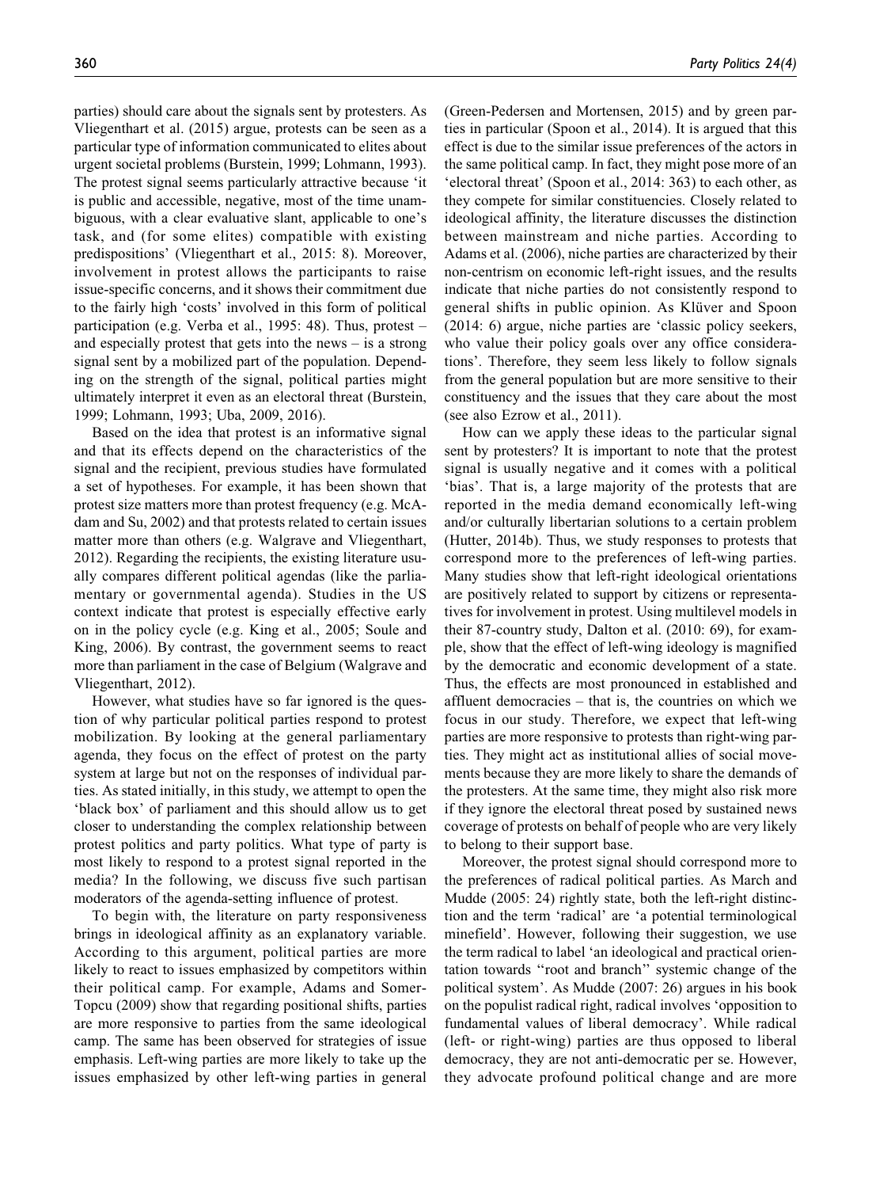parties) should care about the signals sent by protesters. As Vliegenthart et al. (2015) argue, protests can be seen as a particular type of information communicated to elites about urgent societal problems (Burstein, 1999; Lohmann, 1993). The protest signal seems particularly attractive because 'it is public and accessible, negative, most of the time unambiguous, with a clear evaluative slant, applicable to one's task, and (for some elites) compatible with existing predispositions' (Vliegenthart et al., 2015: 8). Moreover, involvement in protest allows the participants to raise issue-specific concerns, and it shows their commitment due to the fairly high 'costs' involved in this form of political participation (e.g. Verba et al., 1995: 48). Thus, protest – and especially protest that gets into the news – is a strong signal sent by a mobilized part of the population. Depending on the strength of the signal, political parties might ultimately interpret it even as an electoral threat (Burstein, 1999; Lohmann, 1993; Uba, 2009, 2016).

Based on the idea that protest is an informative signal and that its effects depend on the characteristics of the signal and the recipient, previous studies have formulated a set of hypotheses. For example, it has been shown that protest size matters more than protest frequency (e.g. McAdam and Su, 2002) and that protests related to certain issues matter more than others (e.g. Walgrave and Vliegenthart, 2012). Regarding the recipients, the existing literature usually compares different political agendas (like the parliamentary or governmental agenda). Studies in the US context indicate that protest is especially effective early on in the policy cycle (e.g. King et al., 2005; Soule and King, 2006). By contrast, the government seems to react more than parliament in the case of Belgium (Walgrave and Vliegenthart, 2012).

However, what studies have so far ignored is the question of why particular political parties respond to protest mobilization. By looking at the general parliamentary agenda, they focus on the effect of protest on the party system at large but not on the responses of individual parties. As stated initially, in this study, we attempt to open the 'black box' of parliament and this should allow us to get closer to understanding the complex relationship between protest politics and party politics. What type of party is most likely to respond to a protest signal reported in the media? In the following, we discuss five such partisan moderators of the agenda-setting influence of protest.

To begin with, the literature on party responsiveness brings in ideological affinity as an explanatory variable. According to this argument, political parties are more likely to react to issues emphasized by competitors within their political camp. For example, Adams and Somer-Topcu (2009) show that regarding positional shifts, parties are more responsive to parties from the same ideological camp. The same has been observed for strategies of issue emphasis. Left-wing parties are more likely to take up the issues emphasized by other left-wing parties in general (Green-Pedersen and Mortensen, 2015) and by green parties in particular (Spoon et al., 2014). It is argued that this effect is due to the similar issue preferences of the actors in the same political camp. In fact, they might pose more of an 'electoral threat' (Spoon et al., 2014: 363) to each other, as they compete for similar constituencies. Closely related to ideological affinity, the literature discusses the distinction between mainstream and niche parties. According to Adams et al. (2006), niche parties are characterized by their non-centrism on economic left-right issues, and the results indicate that niche parties do not consistently respond to general shifts in public opinion. As Klüver and Spoon (2014: 6) argue, niche parties are 'classic policy seekers, who value their policy goals over any office considerations'. Therefore, they seem less likely to follow signals from the general population but are more sensitive to their constituency and the issues that they care about the most (see also Ezrow et al., 2011).

How can we apply these ideas to the particular signal sent by protesters? It is important to note that the protest signal is usually negative and it comes with a political 'bias'. That is, a large majority of the protests that are reported in the media demand economically left-wing and/or culturally libertarian solutions to a certain problem (Hutter, 2014b). Thus, we study responses to protests that correspond more to the preferences of left-wing parties. Many studies show that left-right ideological orientations are positively related to support by citizens or representatives for involvement in protest. Using multilevel models in their 87-country study, Dalton et al. (2010: 69), for example, show that the effect of left-wing ideology is magnified by the democratic and economic development of a state. Thus, the effects are most pronounced in established and affluent democracies – that is, the countries on which we focus in our study. Therefore, we expect that left-wing parties are more responsive to protests than right-wing parties. They might act as institutional allies of social movements because they are more likely to share the demands of the protesters. At the same time, they might also risk more if they ignore the electoral threat posed by sustained news coverage of protests on behalf of people who are very likely to belong to their support base.

Moreover, the protest signal should correspond more to the preferences of radical political parties. As March and Mudde (2005: 24) rightly state, both the left-right distinction and the term 'radical' are 'a potential terminological minefield'. However, following their suggestion, we use the term radical to label 'an ideological and practical orientation towards "root and branch" systemic change of the political system'. As Mudde (2007: 26) argues in his book on the populist radical right, radical involves 'opposition to fundamental values of liberal democracy'. While radical (left- or right-wing) parties are thus opposed to liberal democracy, they are not anti-democratic per se. However, they advocate profound political change and are more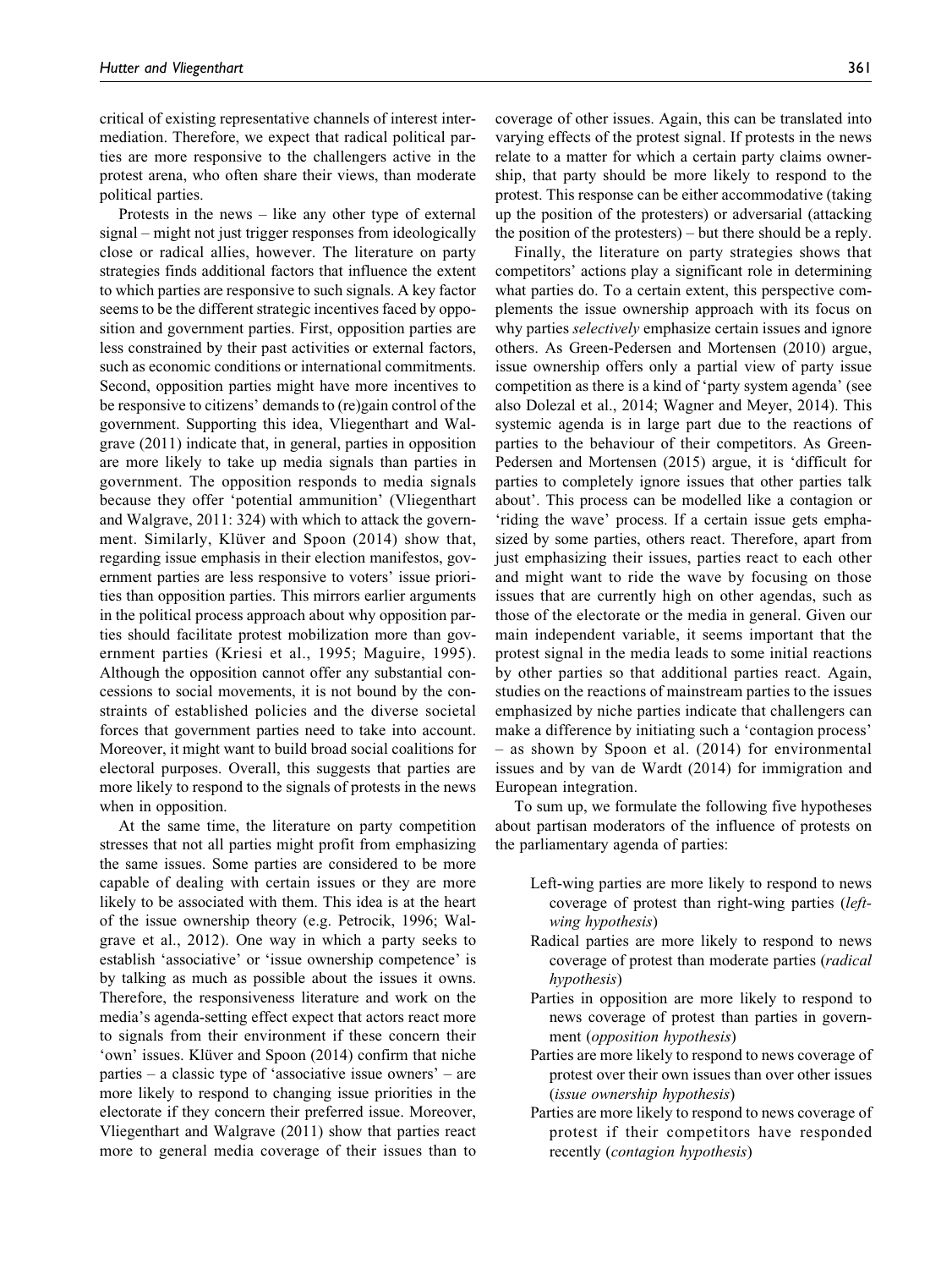critical of existing representative channels of interest intermediation. Therefore, we expect that radical political parties are more responsive to the challengers active in the protest arena, who often share their views, than moderate political parties.

Protests in the news – like any other type of external signal – might not just trigger responses from ideologically close or radical allies, however. The literature on party strategies finds additional factors that influence the extent to which parties are responsive to such signals. A key factor seems to be the different strategic incentives faced by opposition and government parties. First, opposition parties are less constrained by their past activities or external factors, such as economic conditions or international commitments. Second, opposition parties might have more incentives to be responsive to citizens' demands to (re)gain control of the government. Supporting this idea, Vliegenthart and Walgrave (2011) indicate that, in general, parties in opposition are more likely to take up media signals than parties in government. The opposition responds to media signals because they offer 'potential ammunition' (Vliegenthart and Walgrave, 2011: 324) with which to attack the government. Similarly, Klüver and Spoon (2014) show that, regarding issue emphasis in their election manifestos, government parties are less responsive to voters' issue priorities than opposition parties. This mirrors earlier arguments in the political process approach about why opposition parties should facilitate protest mobilization more than government parties (Kriesi et al., 1995; Maguire, 1995). Although the opposition cannot offer any substantial concessions to social movements, it is not bound by the constraints of established policies and the diverse societal forces that government parties need to take into account. Moreover, it might want to build broad social coalitions for electoral purposes. Overall, this suggests that parties are more likely to respond to the signals of protests in the news when in opposition.

At the same time, the literature on party competition stresses that not all parties might profit from emphasizing the same issues. Some parties are considered to be more capable of dealing with certain issues or they are more likely to be associated with them. This idea is at the heart of the issue ownership theory (e.g. Petrocik, 1996; Walgrave et al., 2012). One way in which a party seeks to establish 'associative' or 'issue ownership competence' is by talking as much as possible about the issues it owns. Therefore, the responsiveness literature and work on the media's agenda-setting effect expect that actors react more to signals from their environment if these concern their 'own' issues. Klüver and Spoon (2014) confirm that niche parties – a classic type of 'associative issue owners' – are more likely to respond to changing issue priorities in the electorate if they concern their preferred issue. Moreover, Vliegenthart and Walgrave (2011) show that parties react more to general media coverage of their issues than to coverage of other issues. Again, this can be translated into varying effects of the protest signal. If protests in the news relate to a matter for which a certain party claims ownership, that party should be more likely to respond to the protest. This response can be either accommodative (taking up the position of the protesters) or adversarial (attacking the position of the protesters) – but there should be a reply.

Finally, the literature on party strategies shows that competitors' actions play a significant role in determining what parties do. To a certain extent, this perspective complements the issue ownership approach with its focus on why parties *selectively* emphasize certain issues and ignore others. As Green-Pedersen and Mortensen (2010) argue, issue ownership offers only a partial view of party issue competition as there is a kind of 'party system agenda' (see also Dolezal et al., 2014; Wagner and Meyer, 2014). This systemic agenda is in large part due to the reactions of parties to the behaviour of their competitors. As Green-Pedersen and Mortensen (2015) argue, it is 'difficult for parties to completely ignore issues that other parties talk about'. This process can be modelled like a contagion or 'riding the wave' process. If a certain issue gets emphasized by some parties, others react. Therefore, apart from just emphasizing their issues, parties react to each other and might want to ride the wave by focusing on those issues that are currently high on other agendas, such as those of the electorate or the media in general. Given our main independent variable, it seems important that the protest signal in the media leads to some initial reactions by other parties so that additional parties react. Again, studies on the reactions of mainstream parties to the issues emphasized by niche parties indicate that challengers can make a difference by initiating such a 'contagion process' – as shown by Spoon et al. (2014) for environmental issues and by van de Wardt (2014) for immigration and European integration.

To sum up, we formulate the following five hypotheses about partisan moderators of the influence of protests on the parliamentary agenda of parties:

- Left-wing parties are more likely to respond to news coverage of protest than right-wing parties (*left-wing hypothesis*)
- Radical parties are more likely to respond to news coverage of protest than moderate parties (*radical hypothesis*)
- Parties in opposition are more likely to respond to news coverage of protest than parties in government (*opposition hypothesis*)
- Parties are more likely to respond to news coverage of protest over their own issues than over other issues (*issue ownership hypothesis*)
- Parties are more likely to respond to news coverage of protest if their competitors have responded recently (*contagion hypothesis*)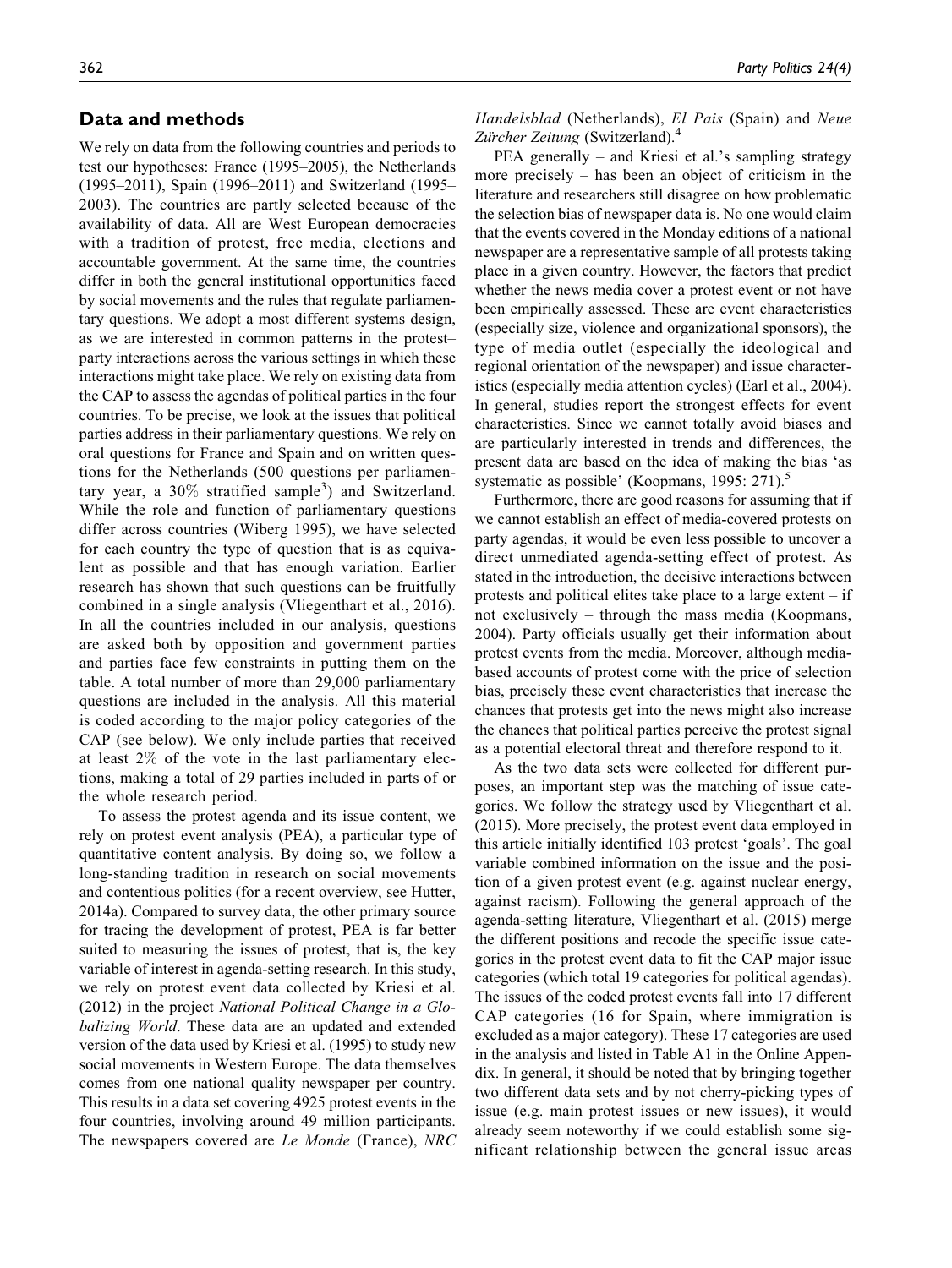## Data and methods

We rely on data from the following countries and periods to test our hypotheses: France (1995–2005), the Netherlands (1995–2011), Spain (1996–2011) and Switzerland (1995–2003). The countries are partly selected because of the availability of data. All are West European democracies with a tradition of protest, free media, elections and accountable government. At the same time, the countries differ in both the general institutional opportunities faced by social movements and the rules that regulate parliamentary questions. We adopt a most different systems design, as we are interested in common patterns in the protest–party interactions across the various settings in which these interactions might take place. We rely on existing data from the CAP to assess the agendas of political parties in the four countries. To be precise, we look at the issues that political parties address in their parliamentary questions. We rely on oral questions for France and Spain and on written questions for the Netherlands (500 questions per parliamentary year, a 30% stratified sample[3]) and Switzerland. While the role and function of parliamentary questions differ across countries (Wiberg 1995), we have selected for each country the type of question that is as equivalent as possible and that has enough variation. Earlier research has shown that such questions can be fruitfully combined in a single analysis (Vliegenthart et al., 2016). In all the countries included in our analysis, questions are asked both by opposition and government parties and parties face few constraints in putting them on the table. A total number of more than 29,000 parliamentary questions are included in the analysis. All this material is coded according to the major policy categories of the CAP (see below). We only include parties that received at least 2% of the vote in the last parliamentary elections, making a total of 29 parties included in parts of or the whole research period.

To assess the protest agenda and its issue content, we rely on protest event analysis (PEA), a particular type of quantitative content analysis. By doing so, we follow a long-standing tradition in research on social movements and contentious politics (for a recent overview, see Hutter, 2014a). Compared to survey data, the other primary source for tracing the development of protest, PEA is far better suited to measuring the issues of protest, that is, the key variable of interest in agenda-setting research. In this study, we rely on protest event data collected by Kriesi et al. (2012) in the project *National Political Change in a Globalizing World*. These data are an updated and extended version of the data used by Kriesi et al. (1995) to study new social movements in Western Europe. The data themselves comes from one national quality newspaper per country. This results in a data set covering 4925 protest events in the four countries, involving around 49 million participants. The newspapers covered are *Le Monde* (France), *NRC Handelsblad* (Netherlands), *El Pais* (Spain) and *Neue Zürcher Zeitung* (Switzerland).[4]

PEA generally – and Kriesi et al.'s sampling strategy more precisely – has been an object of criticism in the literature and researchers still disagree on how problematic the selection bias of newspaper data is. No one would claim that the events covered in the Monday editions of a national newspaper are a representative sample of all protests taking place in a given country. However, the factors that predict whether the news media cover a protest event or not have been empirically assessed. These are event characteristics (especially size, violence and organizational sponsors), the type of media outlet (especially the ideological and regional orientation of the newspaper) and issue characteristics (especially media attention cycles) (Earl et al., 2004). In general, studies report the strongest effects for event characteristics. Since we cannot totally avoid biases and are particularly interested in trends and differences, the present data are based on the idea of making the bias 'as systematic as possible' (Koopmans, 1995: 271).[5]

Furthermore, there are good reasons for assuming that if we cannot establish an effect of media-covered protests on party agendas, it would be even less possible to uncover a direct unmediated agenda-setting effect of protest. As stated in the introduction, the decisive interactions between protests and political elites take place to a large extent – if not exclusively – through the mass media (Koopmans, 2004). Party officials usually get their information about protest events from the media. Moreover, although media-based accounts of protest come with the price of selection bias, precisely these event characteristics that increase the chances that protests get into the news might also increase the chances that political parties perceive the protest signal as a potential electoral threat and therefore respond to it.

As the two data sets were collected for different purposes, an important step was the matching of issue categories. We follow the strategy used by Vliegenthart et al. (2015). More precisely, the protest event data employed in this article initially identified 103 protest 'goals'. The goal variable combined information on the issue and the position of a given protest event (e.g. against nuclear energy, against racism). Following the general approach of the agenda-setting literature, Vliegenthart et al. (2015) merge the different positions and recode the specific issue categories in the protest event data to fit the CAP major issue categories (which total 19 categories for political agendas). The issues of the coded protest events fall into 17 different CAP categories (16 for Spain, where immigration is excluded as a major category). These 17 categories are used in the analysis and listed in Table A1 in the Online Appendix. In general, it should be noted that by bringing together two different data sets and by not cherry-picking types of issue (e.g. main protest issues or new issues), it would already seem noteworthy if we could establish some significant relationship between the general issue areas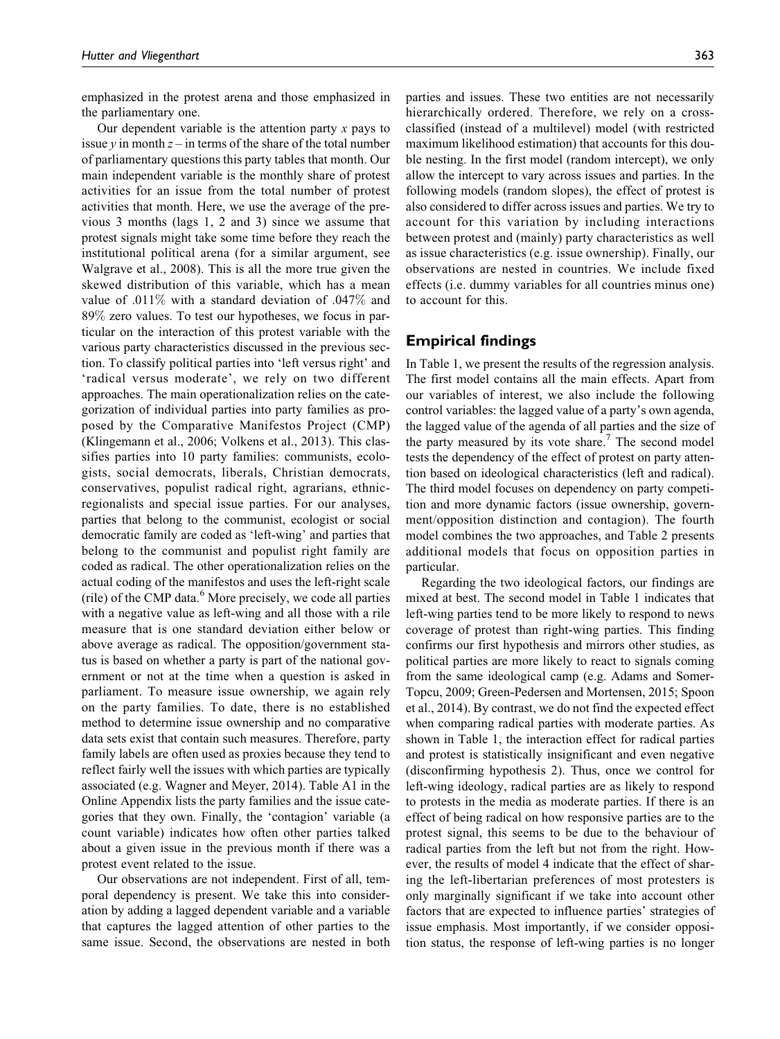emphasized in the protest arena and those emphasized in the parliamentary one.

Our dependent variable is the attention party $x$ pays to issue $y$ in month $z$ – in terms of the share of the total number of parliamentary questions this party tables that month. Our main independent variable is the monthly share of protest activities for an issue from the total number of protest activities that month. Here, we use the average of the previous 3 months (lags 1, 2 and 3) since we assume that protest signals might take some time before they reach the institutional political arena (for a similar argument, see Walgrave et al., 2008). This is all the more true given the skewed distribution of this variable, which has a mean value of .011% with a standard deviation of .047% and 89% zero values. To test our hypotheses, we focus in particular on the interaction of this protest variable with the various party characteristics discussed in the previous section. To classify political parties into 'left versus right' and 'radical versus moderate', we rely on two different approaches. The main operationalization relies on the categorization of individual parties into party families as proposed by the Comparative Manifestos Project (CMP) (Klingemann et al., 2006; Volkens et al., 2013). This classifies parties into 10 party families: communists, ecologists, social democrats, liberals, Christian democrats, conservatives, populist radical right, agrarians, ethnic-regionalists and special issue parties. For our analyses, parties that belong to the communist, ecologist or social democratic family are coded as 'left-wing' and parties that belong to the communist and populist right family are coded as radical. The other operationalization relies on the actual coding of the manifestos and uses the left-right scale (rile) of the CMP data.[6] More precisely, we code all parties with a negative value as left-wing and all those with a rile measure that is one standard deviation either below or above average as radical. The opposition/government status is based on whether a party is part of the national government or not at the time when a question is asked in parliament. To measure issue ownership, we again rely on the party families. To date, there is no established method to determine issue ownership and no comparative data sets exist that contain such measures. Therefore, party family labels are often used as proxies because they tend to reflect fairly well the issues with which parties are typically associated (e.g. Wagner and Meyer, 2014). Table A1 in the Online Appendix lists the party families and the issue categories that they own. Finally, the 'contagion' variable (a count variable) indicates how often other parties talked about a given issue in the previous month if there was a protest event related to the issue.

Our observations are not independent. First of all, temporal dependency is present. We take this into consideration by adding a lagged dependent variable and a variable that captures the lagged attention of other parties to the same issue. Second, the observations are nested in both parties and issues. These two entities are not necessarily hierarchically ordered. Therefore, we rely on a cross-classified (instead of a multilevel) model (with restricted maximum likelihood estimation) that accounts for this double nesting. In the first model (random intercept), we only allow the intercept to vary across issues and parties. In the following models (random slopes), the effect of protest is also considered to differ across issues and parties. We try to account for this variation by including interactions between protest and (mainly) party characteristics as well as issue characteristics (e.g. issue ownership). Finally, our observations are nested in countries. We include fixed effects (i.e. dummy variables for all countries minus one) to account for this.

## Empirical findings

In Table 1, we present the results of the regression analysis. The first model contains all the main effects. Apart from our variables of interest, we also include the following control variables: the lagged value of a party's own agenda, the lagged value of the agenda of all parties and the size of the party measured by its vote share.[7] The second model tests the dependency of the effect of protest on party attention based on ideological characteristics (left and radical). The third model focuses on dependency on party competition and more dynamic factors (issue ownership, government/opposition distinction and contagion). The fourth model combines the two approaches, and Table 2 presents additional models that focus on opposition parties in particular.

Regarding the two ideological factors, our findings are mixed at best. The second model in Table 1 indicates that left-wing parties tend to be more likely to respond to news coverage of protest than right-wing parties. This finding confirms our first hypothesis and mirrors other studies, as political parties are more likely to react to signals coming from the same ideological camp (e.g. Adams and Somer-Topcu, 2009; Green-Pedersen and Mortensen, 2015; Spoon et al., 2014). By contrast, we do not find the expected effect when comparing radical parties with moderate parties. As shown in Table 1, the interaction effect for radical parties and protest is statistically insignificant and even negative (disconfirming hypothesis 2). Thus, once we control for left-wing ideology, radical parties are as likely to respond to protests in the media as moderate parties. If there is an effect of being radical on how responsive parties are to the protest signal, this seems to be due to the behaviour of radical parties from the left but not from the right. However, the results of model 4 indicate that the effect of sharing the left-libertarian preferences of most protesters is only marginally significant if we take into account other factors that are expected to influence parties' strategies of issue emphasis. Most importantly, if we consider opposition status, the response of left-wing parties is no longer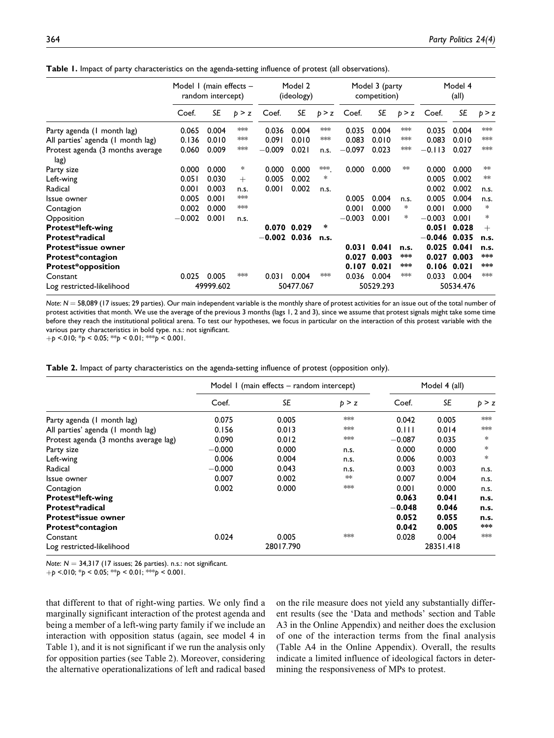**Table 1.** Impact of party characteristics on the agenda-setting influence of protest (all observations).

| | Model 1 (main effects – random intercept) | | | Model 2 (ideology) | | | Model 3 (party competition) | | | Model 4 (all) | | |
|---|---|---|---|---|---|---|---|---|---|---|---|---|
| | Coef. | SE | p > z | Coef. | SE | p > z | Coef. | SE | p > z | Coef. | SE | p > z |
| Party agenda (1 month lag) | 0.065 | 0.004 | *** | 0.036 | 0.004 | *** | 0.035 | 0.004 | *** | 0.035 | 0.004 | *** |
| All parties' agenda (1 month lag) | 0.136 | 0.010 | *** | 0.091 | 0.010 | *** | 0.083 | 0.010 | *** | 0.083 | 0.010 | *** |
| Protest agenda (3 months average lag) | 0.060 | 0.009 | *** | −0.009 | 0.021 | n.s. | −0.097 | 0.023 | *** | −0.113 | 0.027 | *** |
| Party size | 0.000 | 0.000 | * | 0.000 | 0.000 | ***. | 0.000 | 0.000 | ** | 0.000 | 0.000 | ** |
| Left-wing | 0.051 | 0.030 | + | 0.005 | 0.002 | * | | | | 0.005 | 0.002 | ** |
| Radical | 0.001 | 0.003 | n.s. | 0.001 | 0.002 | n.s. | | | | 0.002 | 0.002 | n.s. |
| Issue owner | 0.005 | 0.001 | *** | | | | 0.005 | 0.004 | n.s. | 0.005 | 0.004 | n.s. |
| Contagion | 0.002 | 0.000 | *** | | | | 0.001 | 0.000 | * | 0.001 | 0.000 | * |
| Opposition | −0.002 | 0.001 | n.s. | | | | −0.003 | 0.001 | * | −0.003 | 0.001 | * |
| **Protest*left-wing** | | | | **0.070** | **0.029** | * | | | | **0.051** | **0.028** | + |
| **Protest*radical** | | | | **−0.002** | **0.036** | **n.s.** | | | | **−0.046** | **0.035** | **n.s.** |
| **Protest*issue owner** | | | | | | | **0.031** | **0.041** | **n.s.** | **0.025** | **0.041** | **n.s.** |
| **Protest*contagion** | | | | | | | **0.027** | **0.003** | ***** | **0.027** | **0.003** | ***** |
| **Protest*opposition** | | | | | | | **0.107** | **0.021** | ***** | **0.106** | **0.021** | ***** |
| Constant | 0.025 | 0.005 | *** | 0.031 | 0.004 | *** | 0.036 | 0.004 | *** | 0.033 | 0.004 | *** |
| Log restricted-likelihood | 49999.602 | | | 50477.067 | | | 50529.293 | | | 50534.476 | | |

*Note*: $N = 58{,}089$ (17 issues; 29 parties). Our main independent variable is the monthly share of protest activities for an issue out of the total number of protest activities that month. We use the average of the previous 3 months (lags 1, 2 and 3), since we assume that protest signals might take some time before they reach the institutional political arena. To test our hypotheses, we focus in particular on the interaction of this protest variable with the various party characteristics in bold type. n.s.: not significant.
$+p < .010$; $*p < 0.05$; $**p < 0.01$; $***p < 0.001$.

**Table 2.** Impact of party characteristics on the agenda-setting influence of protest (opposition only).

| | Model 1 (main effects – random intercept) | | | Model 4 (all) | | |
|---|---|---|---|---|---|---|
| | Coef. | SE | p > z | Coef. | SE | p > z |
| Party agenda (1 month lag) | 0.075 | 0.005 | *** | 0.042 | 0.005 | *** |
| All parties' agenda (1 month lag) | 0.156 | 0.013 | *** | 0.111 | 0.014 | *** |
| Protest agenda (3 months average lag) | 0.090 | 0.012 | *** | −0.087 | 0.035 | * |
| Party size | −0.000 | 0.000 | n.s. | 0.000 | 0.000 | * |
| Left-wing | 0.006 | 0.004 | n.s. | 0.006 | 0.003 | * |
| Radical | −0.000 | 0.043 | n.s. | 0.003 | 0.003 | n.s. |
| Issue owner | 0.007 | 0.002 | ** | 0.007 | 0.004 | n.s. |
| Contagion | 0.002 | 0.000 | *** | 0.001 | 0.000 | n.s. |
| **Protest*left-wing** | | | | **0.063** | **0.041** | **n.s.** |
| **Protest*radical** | | | | **−0.048** | **0.046** | **n.s.** |
| **Protest*issue owner** | | | | **0.052** | **0.055** | **n.s.** |
| **Protest*contagion** | | | | **0.042** | **0.005** | ***** |
| Constant | 0.024 | 0.005 | *** | 0.028 | 0.004 | *** |
| Log restricted-likelihood | | 28017.790 | | | 28351.418 | |

*Note*: $N = 34{,}317$ (17 issues; 26 parties). n.s.: not significant.
$+p < .010$; $*p < 0.05$; $**p < 0.01$; $***p < 0.001$.

that different to that of right-wing parties. We only find a marginally significant interaction of the protest agenda and being a member of a left-wing party family if we include an interaction with opposition status (again, see model 4 in Table 1), and it is not significant if we run the analysis only for opposition parties (see Table 2). Moreover, considering the alternative operationalizations of left and radical based on the rile measure does not yield any substantially different results (see the 'Data and methods' section and Table A3 in the Online Appendix) and neither does the exclusion of one of the interaction terms from the final analysis (Table A4 in the Online Appendix). Overall, the results indicate a limited influence of ideological factors in determining the responsiveness of MPs to protest.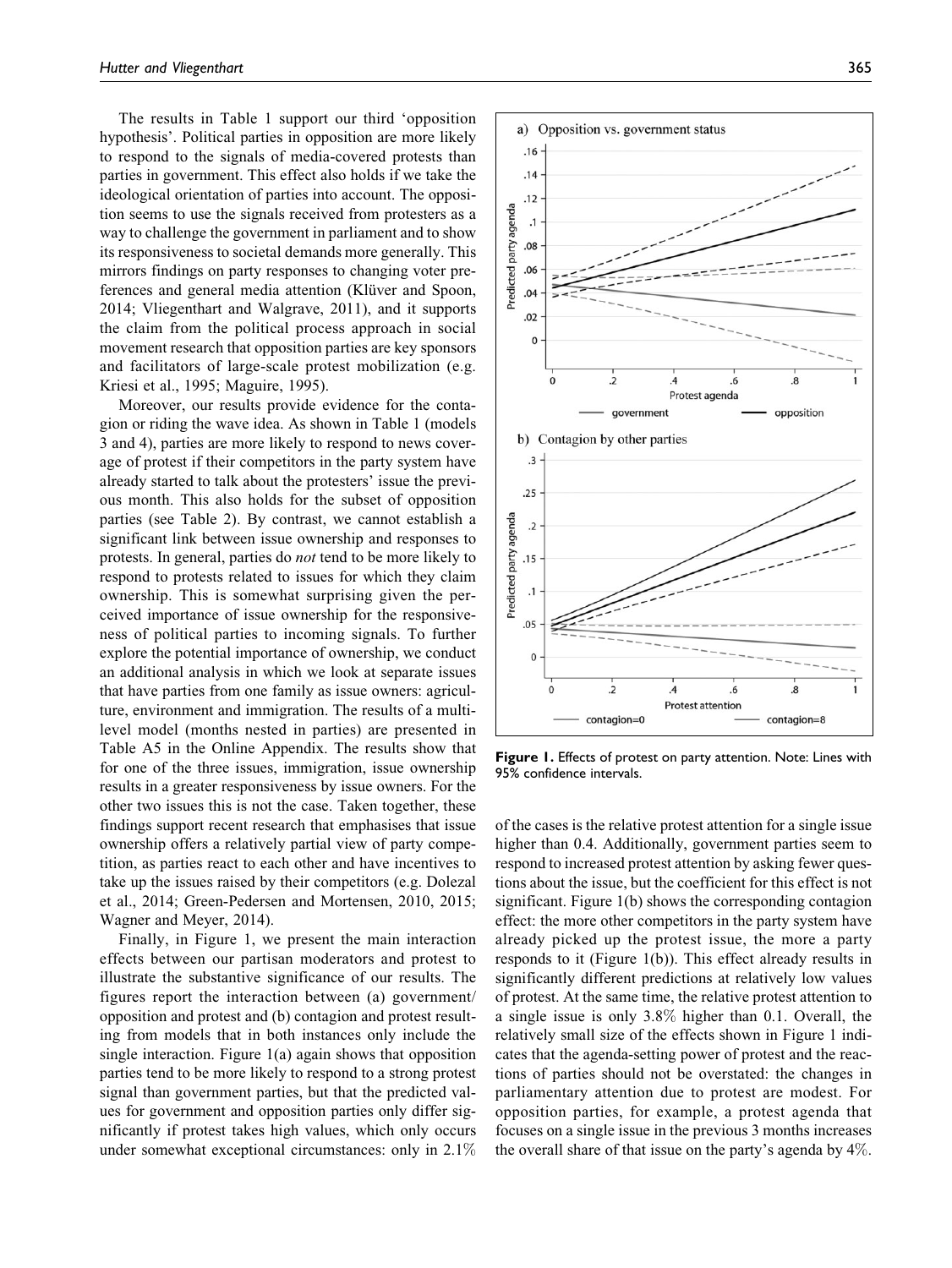The results in Table 1 support our third 'opposition hypothesis'. Political parties in opposition are more likely to respond to the signals of media-covered protests than parties in government. This effect also holds if we take the ideological orientation of parties into account. The opposition seems to use the signals received from protesters as a way to challenge the government in parliament and to show its responsiveness to societal demands more generally. This mirrors findings on party responses to changing voter preferences and general media attention (Klüver and Spoon, 2014; Vliegenthart and Walgrave, 2011), and it supports the claim from the political process approach in social movement research that opposition parties are key sponsors and facilitators of large-scale protest mobilization (e.g. Kriesi et al., 1995; Maguire, 1995).

Moreover, our results provide evidence for the contagion or riding the wave idea. As shown in Table 1 (models 3 and 4), parties are more likely to respond to news coverage of protest if their competitors in the party system have already started to talk about the protesters' issue the previous month. This also holds for the subset of opposition parties (see Table 2). By contrast, we cannot establish a significant link between issue ownership and responses to protests. In general, parties do *not* tend to be more likely to respond to protests related to issues for which they claim ownership. This is somewhat surprising given the perceived importance of issue ownership for the responsiveness of political parties to incoming signals. To further explore the potential importance of ownership, we conduct an additional analysis in which we look at separate issues that have parties from one family as issue owners: agriculture, environment and immigration. The results of a multilevel model (months nested in parties) are presented in Table A5 in the Online Appendix. The results show that for one of the three issues, immigration, issue ownership results in a greater responsiveness by issue owners. For the other two issues this is not the case. Taken together, these findings support recent research that emphasises that issue ownership offers a relatively partial view of party competition, as parties react to each other and have incentives to take up the issues raised by their competitors (e.g. Dolezal et al., 2014; Green-Pedersen and Mortensen, 2010, 2015; Wagner and Meyer, 2014).

Finally, in Figure 1, we present the main interaction effects between our partisan moderators and protest to illustrate the substantive significance of our results. The figures report the interaction between (a) government/opposition and protest and (b) contagion and protest resulting from models that in both instances only include the single interaction. Figure 1(a) again shows that opposition parties tend to be more likely to respond to a strong protest signal than government parties, but that the predicted values for government and opposition parties only differ significantly if protest takes high values, which only occurs under somewhat exceptional circumstances: only in 2.1% of the cases is the relative protest attention for a single issue higher than 0.4. Additionally, government parties seem to respond to increased protest attention by asking fewer questions about the issue, but the coefficient for this effect is not significant. Figure 1(b) shows the corresponding contagion effect: the more other competitors in the party system have already picked up the protest issue, the more a party responds to it (Figure 1(b)). This effect already results in significantly different predictions at relatively low values of protest. At the same time, the relative protest attention to a single issue is only 3.8% higher than 0.1. Overall, the relatively small size of the effects shown in Figure 1 indicates that the agenda-setting power of protest and the reactions of parties should not be overstated: the changes in parliamentary attention due to protest are modest. For opposition parties, for example, a protest agenda that focuses on a single issue in the previous 3 months increases the overall share of that issue on the party's agenda by 4%.

**Figure 1.** Effects of protest on party attention. Note: Lines with 95% confidence intervals.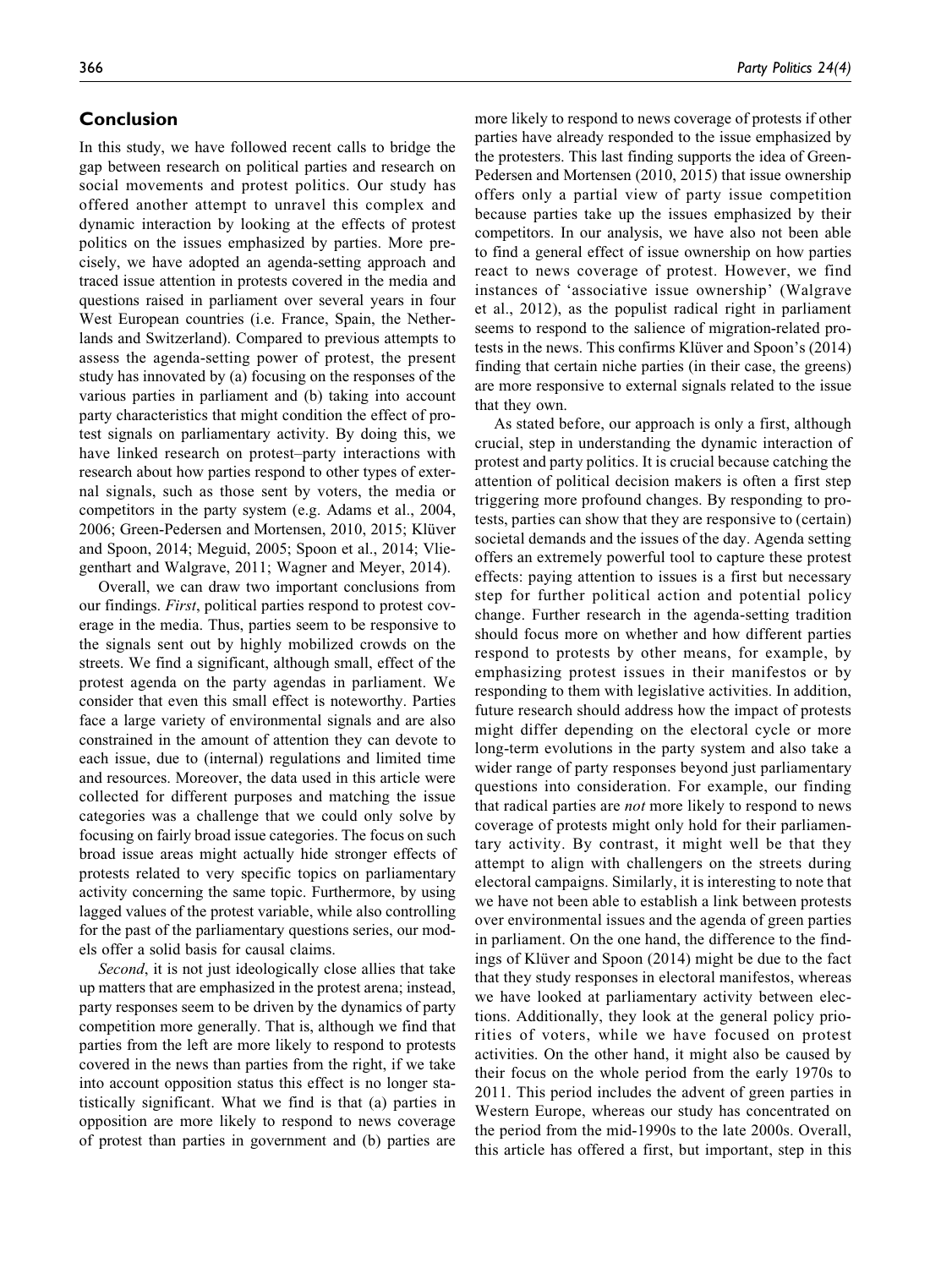## Conclusion

In this study, we have followed recent calls to bridge the gap between research on political parties and research on social movements and protest politics. Our study has offered another attempt to unravel this complex and dynamic interaction by looking at the effects of protest politics on the issues emphasized by parties. More precisely, we have adopted an agenda-setting approach and traced issue attention in protests covered in the media and questions raised in parliament over several years in four West European countries (i.e. France, Spain, the Netherlands and Switzerland). Compared to previous attempts to assess the agenda-setting power of protest, the present study has innovated by (a) focusing on the responses of the various parties in parliament and (b) taking into account party characteristics that might condition the effect of protest signals on parliamentary activity. By doing this, we have linked research on protest–party interactions with research about how parties respond to other types of external signals, such as those sent by voters, the media or competitors in the party system (e.g. Adams et al., 2004, 2006; Green-Pedersen and Mortensen, 2010, 2015; Klüver and Spoon, 2014; Meguid, 2005; Spoon et al., 2014; Vliegenthart and Walgrave, 2011; Wagner and Meyer, 2014).

Overall, we can draw two important conclusions from our findings. *First*, political parties respond to protest coverage in the media. Thus, parties seem to be responsive to the signals sent out by highly mobilized crowds on the streets. We find a significant, although small, effect of the protest agenda on the party agendas in parliament. We consider that even this small effect is noteworthy. Parties face a large variety of environmental signals and are also constrained in the amount of attention they can devote to each issue, due to (internal) regulations and limited time and resources. Moreover, the data used in this article were collected for different purposes and matching the issue categories was a challenge that we could only solve by focusing on fairly broad issue categories. The focus on such broad issue areas might actually hide stronger effects of protests related to very specific topics on parliamentary activity concerning the same topic. Furthermore, by using lagged values of the protest variable, while also controlling for the past of the parliamentary questions series, our models offer a solid basis for causal claims.

*Second*, it is not just ideologically close allies that take up matters that are emphasized in the protest arena; instead, party responses seem to be driven by the dynamics of party competition more generally. That is, although we find that parties from the left are more likely to respond to protests covered in the news than parties from the right, if we take into account opposition status this effect is no longer statistically significant. What we find is that (a) parties in opposition are more likely to respond to news coverage of protest than parties in government and (b) parties are more likely to respond to news coverage of protests if other parties have already responded to the issue emphasized by the protesters. This last finding supports the idea of Green-Pedersen and Mortensen (2010, 2015) that issue ownership offers only a partial view of party issue competition because parties take up the issues emphasized by their competitors. In our analysis, we have also not been able to find a general effect of issue ownership on how parties react to news coverage of protest. However, we find instances of 'associative issue ownership' (Walgrave et al., 2012), as the populist radical right in parliament seems to respond to the salience of migration-related protests in the news. This confirms Klüver and Spoon's (2014) finding that certain niche parties (in their case, the greens) are more responsive to external signals related to the issue that they own.

As stated before, our approach is only a first, although crucial, step in understanding the dynamic interaction of protest and party politics. It is crucial because catching the attention of political decision makers is often a first step triggering more profound changes. By responding to protests, parties can show that they are responsive to (certain) societal demands and the issues of the day. Agenda setting offers an extremely powerful tool to capture these protest effects: paying attention to issues is a first but necessary step for further political action and potential policy change. Further research in the agenda-setting tradition should focus more on whether and how different parties respond to protests by other means, for example, by emphasizing protest issues in their manifestos or by responding to them with legislative activities. In addition, future research should address how the impact of protests might differ depending on the electoral cycle or more long-term evolutions in the party system and also take a wider range of party responses beyond just parliamentary questions into consideration. For example, our finding that radical parties are *not* more likely to respond to news coverage of protests might only hold for their parliamentary activity. By contrast, it might well be that they attempt to align with challengers on the streets during electoral campaigns. Similarly, it is interesting to note that we have not been able to establish a link between protests over environmental issues and the agenda of green parties in parliament. On the one hand, the difference to the findings of Klüver and Spoon (2014) might be due to the fact that they study responses in electoral manifestos, whereas we have looked at parliamentary activity between elections. Additionally, they look at the general policy priorities of voters, while we have focused on protest activities. On the other hand, it might also be caused by their focus on the whole period from the early 1970s to 2011. This period includes the advent of green parties in Western Europe, whereas our study has concentrated on the period from the mid-1990s to the late 2000s. Overall, this article has offered a first, but important, step in this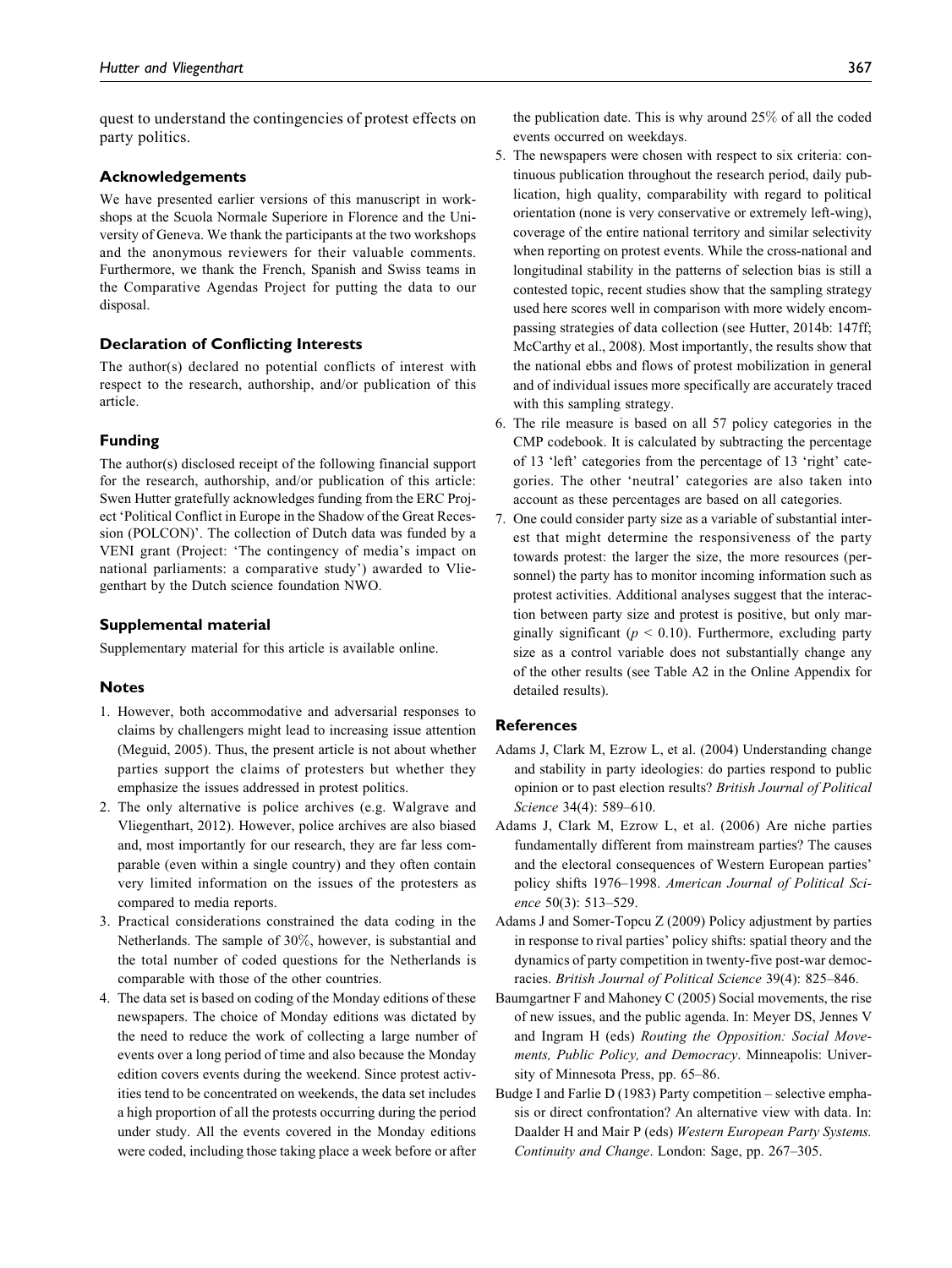quest to understand the contingencies of protest effects on party politics.

### Acknowledgements

We have presented earlier versions of this manuscript in workshops at the Scuola Normale Superiore in Florence and the University of Geneva. We thank the participants at the two workshops and the anonymous reviewers for their valuable comments. Furthermore, we thank the French, Spanish and Swiss teams in the Comparative Agendas Project for putting the data to our disposal.

### Declaration of Conflicting Interests

The author(s) declared no potential conflicts of interest with respect to the research, authorship, and/or publication of this article.

### Funding

The author(s) disclosed receipt of the following financial support for the research, authorship, and/or publication of this article: Swen Hutter gratefully acknowledges funding from the ERC Project 'Political Conflict in Europe in the Shadow of the Great Recession (POLCON)'. The collection of Dutch data was funded by a VENI grant (Project: 'The contingency of media's impact on national parliaments: a comparative study') awarded to Vliegenthart by the Dutch science foundation NWO.

### Supplemental material

Supplementary material for this article is available online.

### Notes

1. However, both accommodative and adversarial responses to claims by challengers might lead to increasing issue attention (Meguid, 2005). Thus, the present article is not about whether parties support the claims of protesters but whether they emphasize the issues addressed in protest politics.
2. The only alternative is police archives (e.g. Walgrave and Vliegenthart, 2012). However, police archives are also biased and, most importantly for our research, they are far less comparable (even within a single country) and they often contain very limited information on the issues of the protesters as compared to media reports.
3. Practical considerations constrained the data coding in the Netherlands. The sample of 30%, however, is substantial and the total number of coded questions for the Netherlands is comparable with those of the other countries.
4. The data set is based on coding of the Monday editions of these newspapers. The choice of Monday editions was dictated by the need to reduce the work of collecting a large number of events over a long period of time and also because the Monday edition covers events during the weekend. Since protest activities tend to be concentrated on weekends, the data set includes a high proportion of all the protests occurring during the period under study. All the events covered in the Monday editions were coded, including those taking place a week before or after the publication date. This is why around 25% of all the coded events occurred on weekdays.
5. The newspapers were chosen with respect to six criteria: continuous publication throughout the research period, daily publication, high quality, comparability with regard to political orientation (none is very conservative or extremely left-wing), coverage of the entire national territory and similar selectivity when reporting on protest events. While the cross-national and longitudinal stability in the patterns of selection bias is still a contested topic, recent studies show that the sampling strategy used here scores well in comparison with more widely encompassing strategies of data collection (see Hutter, 2014b: 147ff; McCarthy et al., 2008). Most importantly, the results show that the national ebbs and flows of protest mobilization in general and of individual issues more specifically are accurately traced with this sampling strategy.
6. The rile measure is based on all 57 policy categories in the CMP codebook. It is calculated by subtracting the percentage of 13 'left' categories from the percentage of 13 'right' categories. The other 'neutral' categories are also taken into account as these percentages are based on all categories.
7. One could consider party size as a variable of substantial interest that might determine the responsiveness of the party towards protest: the larger the size, the more resources (personnel) the party has to monitor incoming information such as protest activities. Additional analyses suggest that the interaction between party size and protest is positive, but only marginally significant ($p < 0.10$). Furthermore, excluding party size as a control variable does not substantially change any of the other results (see Table A2 in the Online Appendix for detailed results).

### References

Adams J, Clark M, Ezrow L, et al. (2004) Understanding change and stability in party ideologies: do parties respond to public opinion or to past election results? *British Journal of Political Science* 34(4): 589–610.

Adams J, Clark M, Ezrow L, et al. (2006) Are niche parties fundamentally different from mainstream parties? The causes and the electoral consequences of Western European parties' policy shifts 1976–1998. *American Journal of Political Science* 50(3): 513–529.

Adams J and Somer-Topcu Z (2009) Policy adjustment by parties in response to rival parties' policy shifts: spatial theory and the dynamics of party competition in twenty-five post-war democracies. *British Journal of Political Science* 39(4): 825–846.

Baumgartner F and Mahoney C (2005) Social movements, the rise of new issues, and the public agenda. In: Meyer DS, Jennes V and Ingram H (eds) *Routing the Opposition: Social Movements, Public Policy, and Democracy*. Minneapolis: University of Minnesota Press, pp. 65–86.

Budge I and Farlie D (1983) Party competition – selective emphasis or direct confrontation? An alternative view with data. In: Daalder H and Mair P (eds) *Western European Party Systems. Continuity and Change*. London: Sage, pp. 267–305.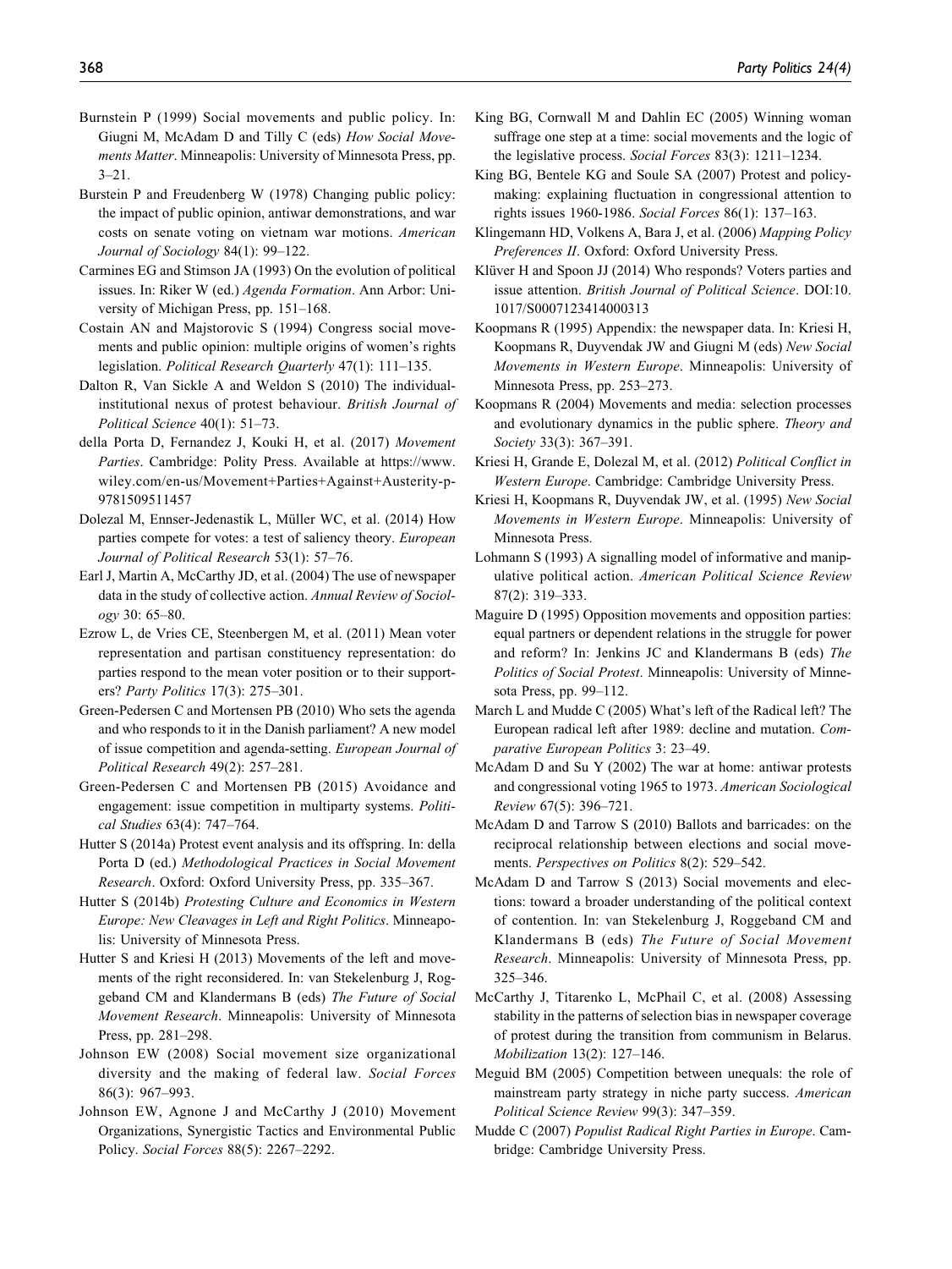Burnstein P (1999) Social movements and public policy. In: Giugni M, McAdam D and Tilly C (eds) *How Social Movements Matter*. Minneapolis: University of Minnesota Press, pp. 3–21.

Burstein P and Freudenberg W (1978) Changing public policy: the impact of public opinion, antiwar demonstrations, and war costs on senate voting on vietnam war motions. *American Journal of Sociology* 84(1): 99–122.

Carmines EG and Stimson JA (1993) On the evolution of political issues. In: Riker W (ed.) *Agenda Formation*. Ann Arbor: University of Michigan Press, pp. 151–168.

Costain AN and Majstorovic S (1994) Congress social movements and public opinion: multiple origins of women's rights legislation. *Political Research Quarterly* 47(1): 111–135.

Dalton R, Van Sickle A and Weldon S (2010) The individual-institutional nexus of protest behaviour. *British Journal of Political Science* 40(1): 51–73.

della Porta D, Fernandez J, Kouki H, et al. (2017) *Movement Parties*. Cambridge: Polity Press. Available at https://www.wiley.com/en-us/Movement+Parties+Against+Austerity-p-9781509511457

Dolezal M, Ennser-Jedenastik L, Müller WC, et al. (2014) How parties compete for votes: a test of saliency theory. *European Journal of Political Research* 53(1): 57–76.

Earl J, Martin A, McCarthy JD, et al. (2004) The use of newspaper data in the study of collective action. *Annual Review of Sociology* 30: 65–80.

Ezrow L, de Vries CE, Steenbergen M, et al. (2011) Mean voter representation and partisan constituency representation: do parties respond to the mean voter position or to their supporters? *Party Politics* 17(3): 275–301.

Green-Pedersen C and Mortensen PB (2010) Who sets the agenda and who responds to it in the Danish parliament? A new model of issue competition and agenda-setting. *European Journal of Political Research* 49(2): 257–281.

Green-Pedersen C and Mortensen PB (2015) Avoidance and engagement: issue competition in multiparty systems. *Political Studies* 63(4): 747–764.

Hutter S (2014a) Protest event analysis and its offspring. In: della Porta D (ed.) *Methodological Practices in Social Movement Research*. Oxford: Oxford University Press, pp. 335–367.

Hutter S (2014b) *Protesting Culture and Economics in Western Europe: New Cleavages in Left and Right Politics*. Minneapolis: University of Minnesota Press.

Hutter S and Kriesi H (2013) Movements of the left and movements of the right reconsidered. In: van Stekelenburg J, Roggeband CM and Klandermans B (eds) *The Future of Social Movement Research*. Minneapolis: University of Minnesota Press, pp. 281–298.

Johnson EW (2008) Social movement size organizational diversity and the making of federal law. *Social Forces* 86(3): 967–993.

Johnson EW, Agnone J and McCarthy J (2010) Movement Organizations, Synergistic Tactics and Environmental Public Policy. *Social Forces* 88(5): 2267–2292.

King BG, Cornwall M and Dahlin EC (2005) Winning woman suffrage one step at a time: social movements and the logic of the legislative process. *Social Forces* 83(3): 1211–1234.

King BG, Bentele KG and Soule SA (2007) Protest and policymaking: explaining fluctuation in congressional attention to rights issues 1960-1986. *Social Forces* 86(1): 137–163.

Klingemann HD, Volkens A, Bara J, et al. (2006) *Mapping Policy Preferences II*. Oxford: Oxford University Press.

Klüver H and Spoon JJ (2014) Who responds? Voters parties and issue attention. *British Journal of Political Science*. DOI:10.1017/S0007123414000313

Koopmans R (1995) Appendix: the newspaper data. In: Kriesi H, Koopmans R, Duyvendak JW and Giugni M (eds) *New Social Movements in Western Europe*. Minneapolis: University of Minnesota Press, pp. 253–273.

Koopmans R (2004) Movements and media: selection processes and evolutionary dynamics in the public sphere. *Theory and Society* 33(3): 367–391.

Kriesi H, Grande E, Dolezal M, et al. (2012) *Political Conflict in Western Europe*. Cambridge: Cambridge University Press.

Kriesi H, Koopmans R, Duyvendak JW, et al. (1995) *New Social Movements in Western Europe*. Minneapolis: University of Minnesota Press.

Lohmann S (1993) A signalling model of informative and manipulative political action. *American Political Science Review* 87(2): 319–333.

Maguire D (1995) Opposition movements and opposition parties: equal partners or dependent relations in the struggle for power and reform? In: Jenkins JC and Klandermans B (eds) *The Politics of Social Protest*. Minneapolis: University of Minnesota Press, pp. 99–112.

March L and Mudde C (2005) What's left of the Radical left? The European radical left after 1989: decline and mutation. *Comparative European Politics* 3: 23–49.

McAdam D and Su Y (2002) The war at home: antiwar protests and congressional voting 1965 to 1973. *American Sociological Review* 67(5): 396–721.

McAdam D and Tarrow S (2010) Ballots and barricades: on the reciprocal relationship between elections and social movements. *Perspectives on Politics* 8(2): 529–542.

McAdam D and Tarrow S (2013) Social movements and elections: toward a broader understanding of the political context of contention. In: van Stekelenburg J, Roggeband CM and Klandermans B (eds) *The Future of Social Movement Research*. Minneapolis: University of Minnesota Press, pp. 325–346.

McCarthy J, Titarenko L, McPhail C, et al. (2008) Assessing stability in the patterns of selection bias in newspaper coverage of protest during the transition from communism in Belarus. *Mobilization* 13(2): 127–146.

Meguid BM (2005) Competition between unequals: the role of mainstream party strategy in niche party success. *American Political Science Review* 99(3): 347–359.

Mudde C (2007) *Populist Radical Right Parties in Europe*. Cambridge: Cambridge University Press.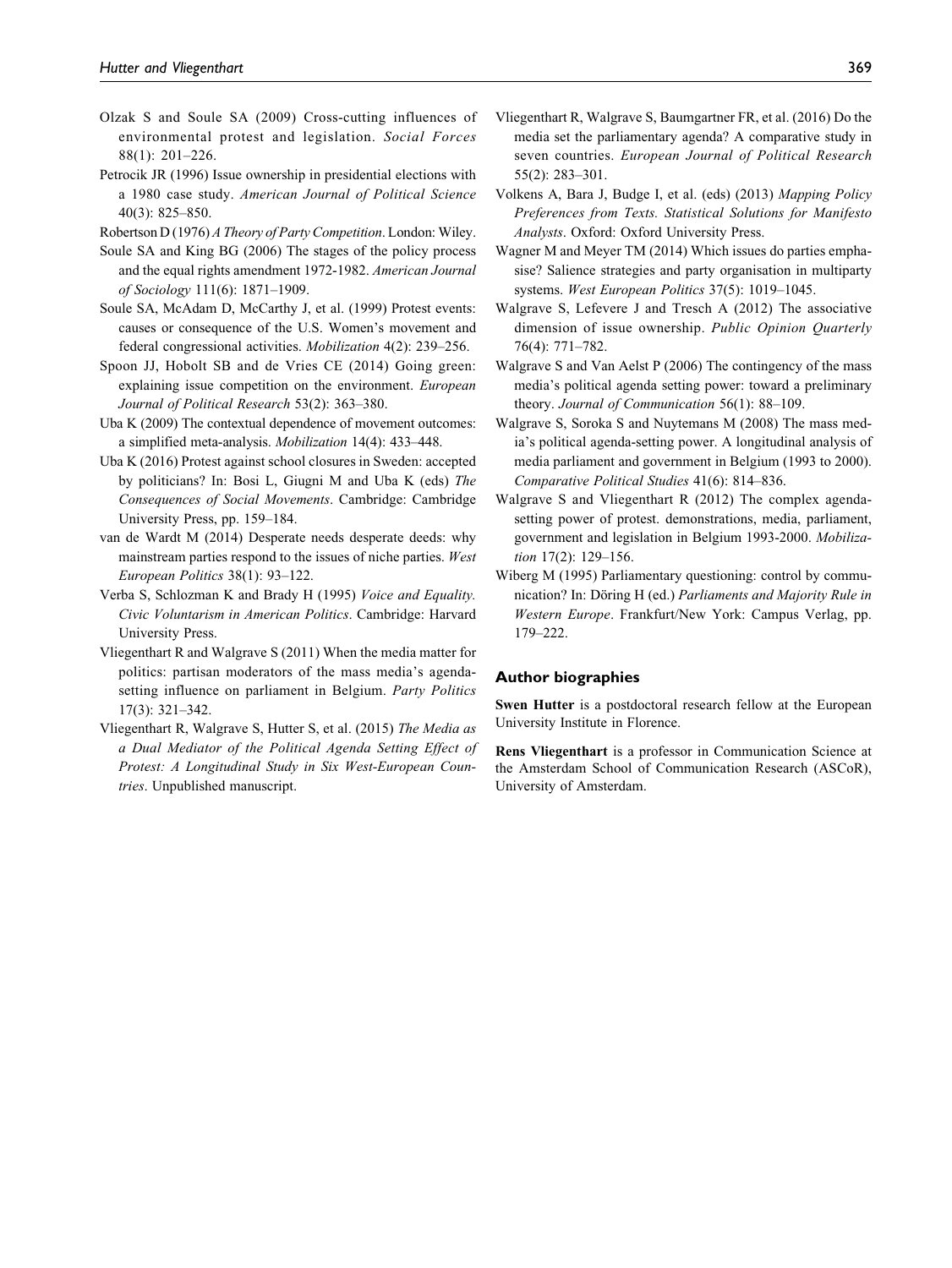Olzak S and Soule SA (2009) Cross-cutting influences of environmental protest and legislation. *Social Forces* 88(1): 201–226.

Petrocik JR (1996) Issue ownership in presidential elections with a 1980 case study. *American Journal of Political Science* 40(3): 825–850.

Robertson D (1976) *A Theory of Party Competition*. London: Wiley.

Soule SA and King BG (2006) The stages of the policy process and the equal rights amendment 1972-1982. *American Journal of Sociology* 111(6): 1871–1909.

Soule SA, McAdam D, McCarthy J, et al. (1999) Protest events: causes or consequence of the U.S. Women's movement and federal congressional activities. *Mobilization* 4(2): 239–256.

Spoon JJ, Hobolt SB and de Vries CE (2014) Going green: explaining issue competition on the environment. *European Journal of Political Research* 53(2): 363–380.

Uba K (2009) The contextual dependence of movement outcomes: a simplified meta-analysis. *Mobilization* 14(4): 433–448.

Uba K (2016) Protest against school closures in Sweden: accepted by politicians? In: Bosi L, Giugni M and Uba K (eds) *The Consequences of Social Movements*. Cambridge: Cambridge University Press, pp. 159–184.

van de Wardt M (2014) Desperate needs desperate deeds: why mainstream parties respond to the issues of niche parties. *West European Politics* 38(1): 93–122.

Verba S, Schlozman K and Brady H (1995) *Voice and Equality. Civic Voluntarism in American Politics*. Cambridge: Harvard University Press.

Vliegenthart R and Walgrave S (2011) When the media matter for politics: partisan moderators of the mass media's agenda-setting influence on parliament in Belgium. *Party Politics* 17(3): 321–342.

Vliegenthart R, Walgrave S, Hutter S, et al. (2015) *The Media as a Dual Mediator of the Political Agenda Setting Effect of Protest: A Longitudinal Study in Six West-European Countries*. Unpublished manuscript.

Vliegenthart R, Walgrave S, Baumgartner FR, et al. (2016) Do the media set the parliamentary agenda? A comparative study in seven countries. *European Journal of Political Research* 55(2): 283–301.

Volkens A, Bara J, Budge I, et al. (eds) (2013) *Mapping Policy Preferences from Texts. Statistical Solutions for Manifesto Analysts*. Oxford: Oxford University Press.

Wagner M and Meyer TM (2014) Which issues do parties emphasise? Salience strategies and party organisation in multiparty systems. *West European Politics* 37(5): 1019–1045.

Walgrave S, Lefevere J and Tresch A (2012) The associative dimension of issue ownership. *Public Opinion Quarterly* 76(4): 771–782.

Walgrave S and Van Aelst P (2006) The contingency of the mass media's political agenda setting power: toward a preliminary theory. *Journal of Communication* 56(1): 88–109.

Walgrave S, Soroka S and Nuytemans M (2008) The mass media's political agenda-setting power. A longitudinal analysis of media parliament and government in Belgium (1993 to 2000). *Comparative Political Studies* 41(6): 814–836.

Walgrave S and Vliegenthart R (2012) The complex agenda-setting power of protest. demonstrations, media, parliament, government and legislation in Belgium 1993-2000. *Mobilization* 17(2): 129–156.

Wiberg M (1995) Parliamentary questioning: control by communication? In: Döring H (ed.) *Parliaments and Majority Rule in Western Europe*. Frankfurt/New York: Campus Verlag, pp. 179–222.

## Author biographies

**Swen Hutter** is a postdoctoral research fellow at the European University Institute in Florence.

**Rens Vliegenthart** is a professor in Communication Science at the Amsterdam School of Communication Research (ASCoR), University of Amsterdam.